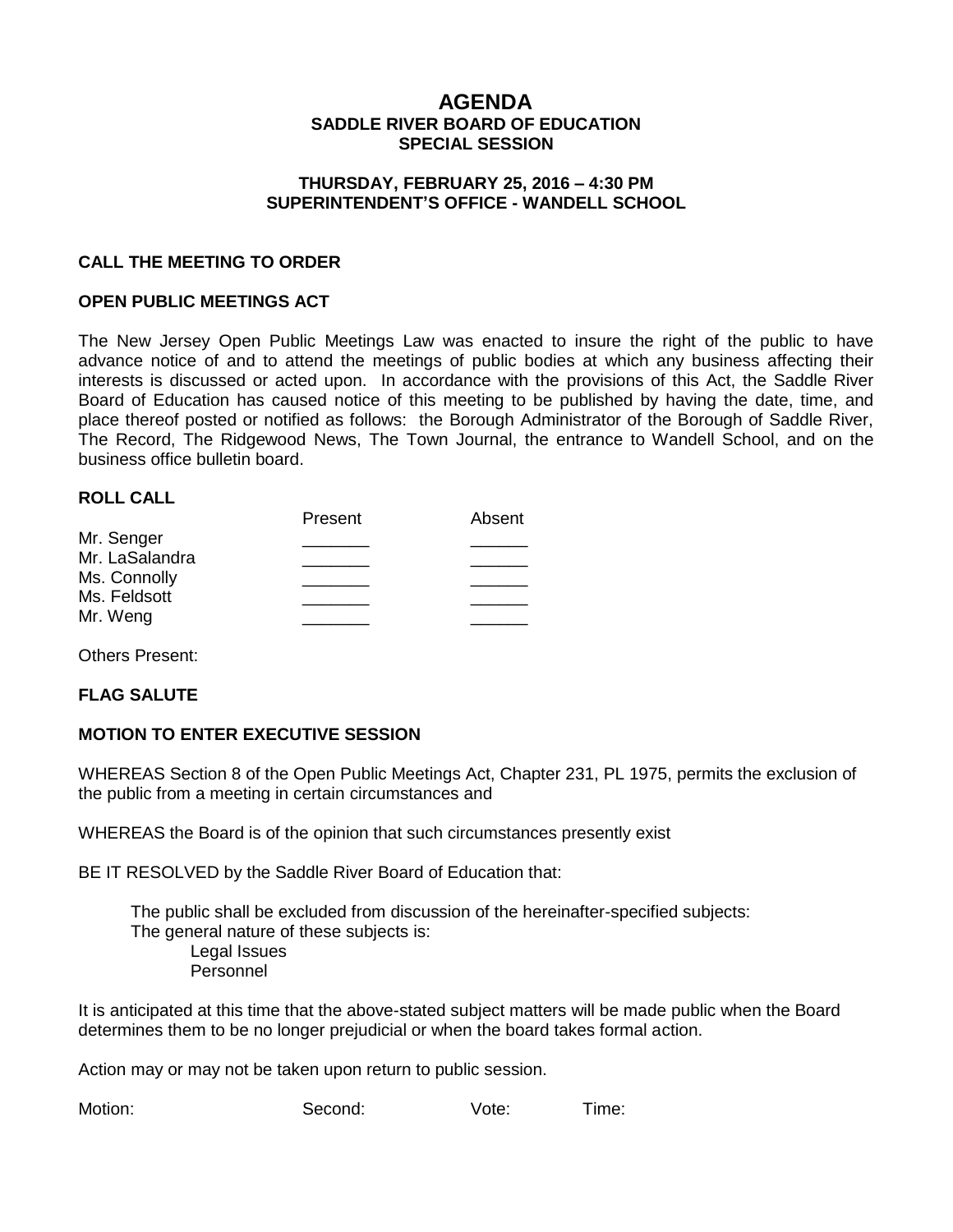# AGENDA
## SADDLE RIVER BOARD OF EDUCATION
## SPECIAL SESSION

### THURSDAY, FEBRUARY 25, 2016 – 4:30 PM
### SUPERINTENDENT'S OFFICE - WANDELL SCHOOL

**CALL THE MEETING TO ORDER**

**OPEN PUBLIC MEETINGS ACT**

The New Jersey Open Public Meetings Law was enacted to insure the right of the public to have advance notice of and to attend the meetings of public bodies at which any business affecting their interests is discussed or acted upon. In accordance with the provisions of this Act, the Saddle River Board of Education has caused notice of this meeting to be published by having the date, time, and place thereof posted or notified as follows: the Borough Administrator of the Borough of Saddle River, The Record, The Ridgewood News, The Town Journal, the entrance to Wandell School, and on the business office bulletin board.

**ROLL CALL**

| | Present | Absent |
|---|---|---|
| Mr. Senger | _______ | ______ |
| Mr. LaSalandra | _______ | ______ |
| Ms. Connolly | _______ | ______ |
| Ms. Feldsott | _______ | ______ |
| Mr. Weng | _______ | ______ |

Others Present:

**FLAG SALUTE**

**MOTION TO ENTER EXECUTIVE SESSION**

WHEREAS Section 8 of the Open Public Meetings Act, Chapter 231, PL 1975, permits the exclusion of the public from a meeting in certain circumstances and

WHEREAS the Board is of the opinion that such circumstances presently exist

BE IT RESOLVED by the Saddle River Board of Education that:

The public shall be excluded from discussion of the hereinafter-specified subjects:
The general nature of these subjects is:
- Legal Issues
- Personnel

It is anticipated at this time that the above-stated subject matters will be made public when the Board determines them to be no longer prejudicial or when the board takes formal action.

Action may or may not be taken upon return to public session.

Motion: Second: Vote: Time: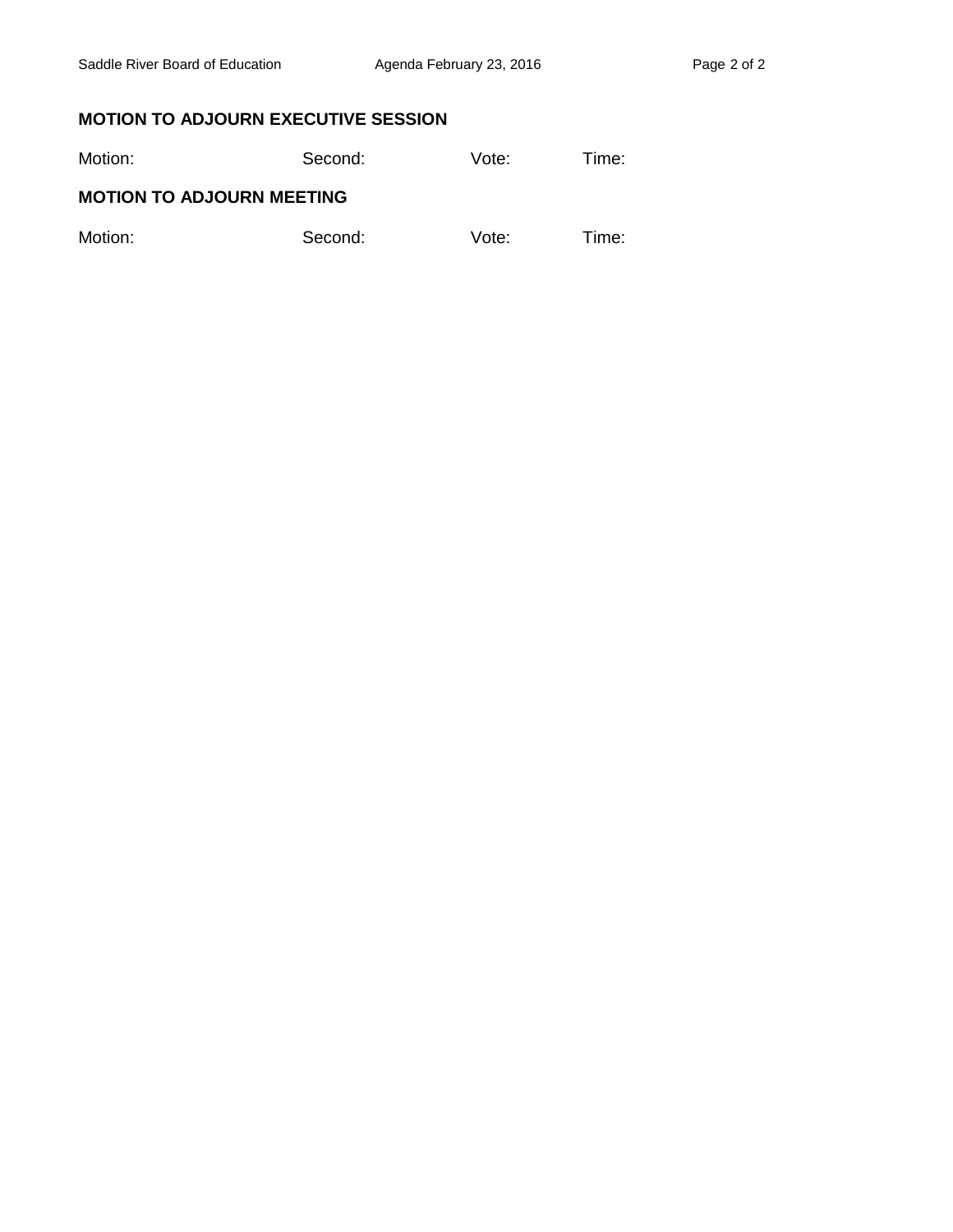**MOTION TO ADJOURN EXECUTIVE SESSION**

Motion: Second: Vote: Time:

**MOTION TO ADJOURN MEETING**

Motion: Second: Vote: Time: